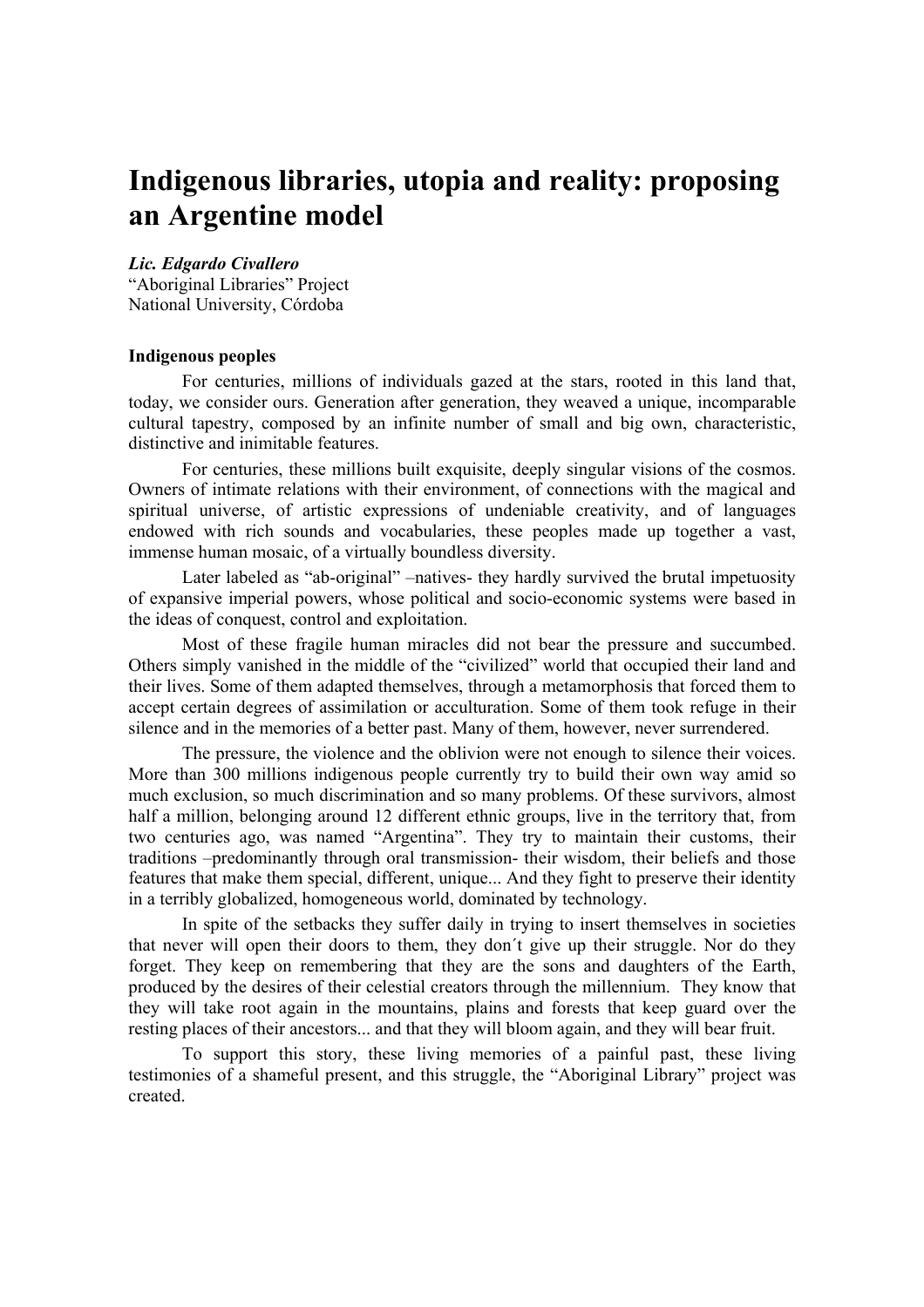# Indigenous libraries, utopia and reality: proposing an Argentine model

***Lic. Edgardo Civallero***
"Aboriginal Libraries" Project
National University, Córdoba

## Indigenous peoples

For centuries, millions of individuals gazed at the stars, rooted in this land that, today, we consider ours. Generation after generation, they weaved a unique, incomparable cultural tapestry, composed by an infinite number of small and big own, characteristic, distinctive and inimitable features.

For centuries, these millions built exquisite, deeply singular visions of the cosmos. Owners of intimate relations with their environment, of connections with the magical and spiritual universe, of artistic expressions of undeniable creativity, and of languages endowed with rich sounds and vocabularies, these peoples made up together a vast, immense human mosaic, of a virtually boundless diversity.

Later labeled as "ab-original" –natives- they hardly survived the brutal impetuosity of expansive imperial powers, whose political and socio-economic systems were based in the ideas of conquest, control and exploitation.

Most of these fragile human miracles did not bear the pressure and succumbed. Others simply vanished in the middle of the "civilized" world that occupied their land and their lives. Some of them adapted themselves, through a metamorphosis that forced them to accept certain degrees of assimilation or acculturation. Some of them took refuge in their silence and in the memories of a better past. Many of them, however, never surrendered.

The pressure, the violence and the oblivion were not enough to silence their voices. More than 300 millions indigenous people currently try to build their own way amid so much exclusion, so much discrimination and so many problems. Of these survivors, almost half a million, belonging around 12 different ethnic groups, live in the territory that, from two centuries ago, was named "Argentina". They try to maintain their customs, their traditions –predominantly through oral transmission- their wisdom, their beliefs and those features that make them special, different, unique... And they fight to preserve their identity in a terribly globalized, homogeneous world, dominated by technology.

In spite of the setbacks they suffer daily in trying to insert themselves in societies that never will open their doors to them, they don´t give up their struggle. Nor do they forget. They keep on remembering that they are the sons and daughters of the Earth, produced by the desires of their celestial creators through the millennium. They know that they will take root again in the mountains, plains and forests that keep guard over the resting places of their ancestors... and that they will bloom again, and they will bear fruit.

To support this story, these living memories of a painful past, these living testimonies of a shameful present, and this struggle, the "Aboriginal Library" project was created.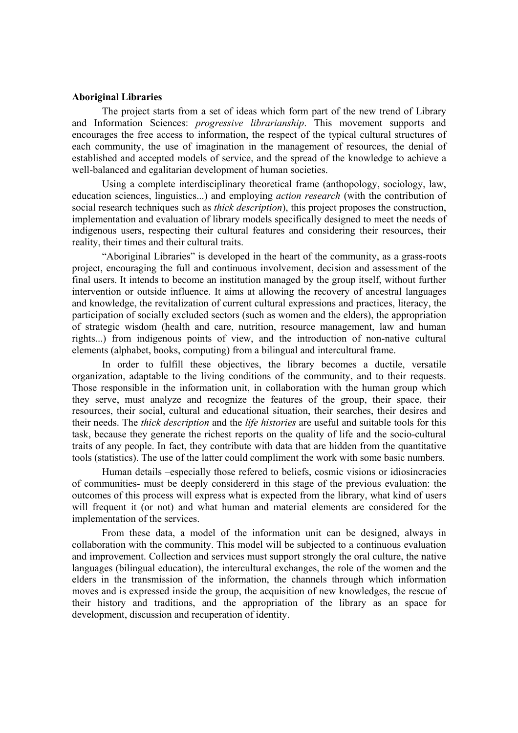**Aboriginal Libraries**

The project starts from a set of ideas which form part of the new trend of Library and Information Sciences: *progressive librarianship*. This movement supports and encourages the free access to information, the respect of the typical cultural structures of each community, the use of imagination in the management of resources, the denial of established and accepted models of service, and the spread of the knowledge to achieve a well-balanced and egalitarian development of human societies.

Using a complete interdisciplinary theoretical frame (anthopology, sociology, law, education sciences, linguistics...) and employing *action research* (with the contribution of social research techniques such as *thick description*), this project proposes the construction, implementation and evaluation of library models specifically designed to meet the needs of indigenous users, respecting their cultural features and considering their resources, their reality, their times and their cultural traits.

"Aboriginal Libraries" is developed in the heart of the community, as a grass-roots project, encouraging the full and continuous involvement, decision and assessment of the final users. It intends to become an institution managed by the group itself, without further intervention or outside influence. It aims at allowing the recovery of ancestral languages and knowledge, the revitalization of current cultural expressions and practices, literacy, the participation of socially excluded sectors (such as women and the elders), the appropriation of strategic wisdom (health and care, nutrition, resource management, law and human rights...) from indigenous points of view, and the introduction of non-native cultural elements (alphabet, books, computing) from a bilingual and intercultural frame.

In order to fulfill these objectives, the library becomes a ductile, versatile organization, adaptable to the living conditions of the community, and to their requests. Those responsible in the information unit, in collaboration with the human group which they serve, must analyze and recognize the features of the group, their space, their resources, their social, cultural and educational situation, their searches, their desires and their needs. The *thick description* and the *life histories* are useful and suitable tools for this task, because they generate the richest reports on the quality of life and the socio-cultural traits of any people. In fact, they contribute with data that are hidden from the quantitative tools (statistics). The use of the latter could compliment the work with some basic numbers.

Human details –especially those refered to beliefs, cosmic visions or idiosincracies of communities- must be deeply considererd in this stage of the previous evaluation: the outcomes of this process will express what is expected from the library, what kind of users will frequent it (or not) and what human and material elements are considered for the implementation of the services.

From these data, a model of the information unit can be designed, always in collaboration with the community. This model will be subjected to a continuous evaluation and improvement. Collection and services must support strongly the oral culture, the native languages (bilingual education), the intercultural exchanges, the role of the women and the elders in the transmission of the information, the channels through which information moves and is expressed inside the group, the acquisition of new knowledges, the rescue of their history and traditions, and the appropriation of the library as an space for development, discussion and recuperation of identity.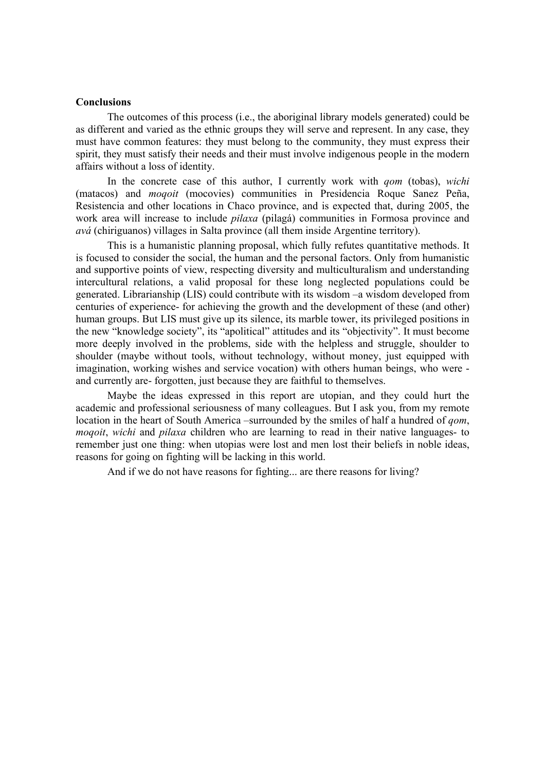**Conclusions**

The outcomes of this process (i.e., the aboriginal library models generated) could be as different and varied as the ethnic groups they will serve and represent. In any case, they must have common features: they must belong to the community, they must express their spirit, they must satisfy their needs and their must involve indigenous people in the modern affairs without a loss of identity.

In the concrete case of this author, I currently work with *qom* (tobas), *wichi* (matacos) and *moqoit* (mocovies) communities in Presidencia Roque Sanez Peña, Resistencia and other locations in Chaco province, and is expected that, during 2005, the work area will increase to include *pilaxa* (pilagá) communities in Formosa province and *avá* (chiriguanos) villages in Salta province (all them inside Argentine territory).

This is a humanistic planning proposal, which fully refutes quantitative methods. It is focused to consider the social, the human and the personal factors. Only from humanistic and supportive points of view, respecting diversity and multiculturalism and understanding intercultural relations, a valid proposal for these long neglected populations could be generated. Librarianship (LIS) could contribute with its wisdom –a wisdom developed from centuries of experience- for achieving the growth and the development of these (and other) human groups. But LIS must give up its silence, its marble tower, its privileged positions in the new "knowledge society", its "apolitical" attitudes and its "objectivity". It must become more deeply involved in the problems, side with the helpless and struggle, shoulder to shoulder (maybe without tools, without technology, without money, just equipped with imagination, working wishes and service vocation) with others human beings, who were - and currently are- forgotten, just because they are faithful to themselves.

Maybe the ideas expressed in this report are utopian, and they could hurt the academic and professional seriousness of many colleagues. But I ask you, from my remote location in the heart of South America –surrounded by the smiles of half a hundred of *qom*, *moqoit*, *wichi* and *pilaxa* children who are learning to read in their native languages- to remember just one thing: when utopias were lost and men lost their beliefs in noble ideas, reasons for going on fighting will be lacking in this world.

And if we do not have reasons for fighting... are there reasons for living?